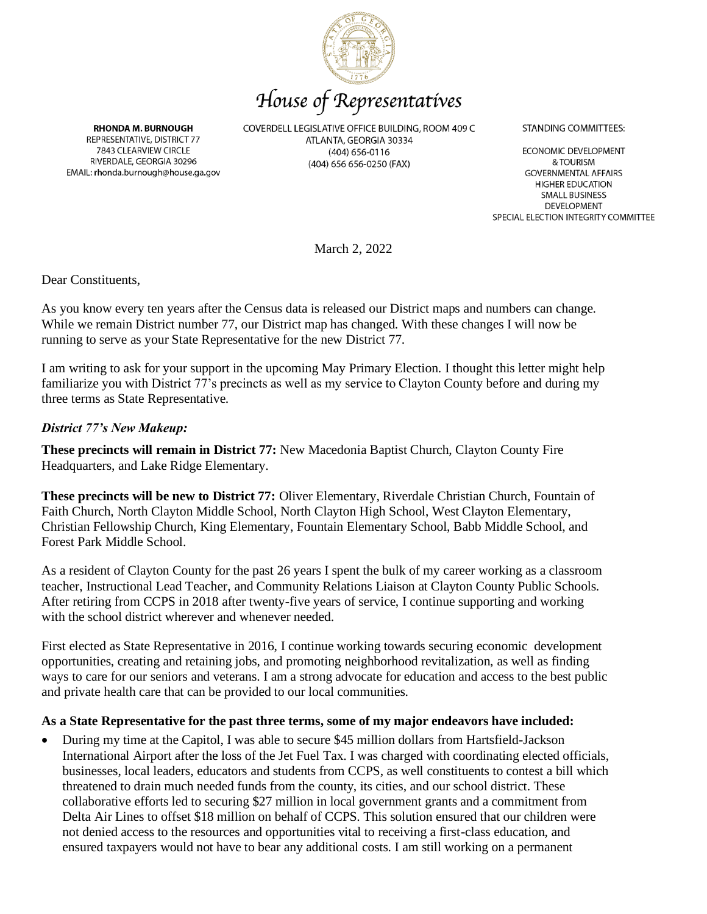# House of Representatives

**RHONDA M. BURNOUGH**
REPRESENTATIVE, DISTRICT 77
7843 CLEARVIEW CIRCLE
RIVERDALE, GEORGIA 30296
EMAIL: rhonda.burnough@house.ga.gov

COVERDELL LEGISLATIVE OFFICE BUILDING, ROOM 409 C
ATLANTA, GEORGIA 30334
(404) 656-0116
(404) 656 656-0250 (FAX)

STANDING COMMITTEES:

ECONOMIC DEVELOPMENT & TOURISM
GOVERNMENTAL AFFAIRS
HIGHER EDUCATION
SMALL BUSINESS DEVELOPMENT
SPECIAL ELECTION INTEGRITY COMMITTEE

March 2, 2022

Dear Constituents,

As you know every ten years after the Census data is released our District maps and numbers can change. While we remain District number 77, our District map has changed. With these changes I will now be running to serve as your State Representative for the new District 77.

I am writing to ask for your support in the upcoming May Primary Election. I thought this letter might help familiarize you with District 77's precincts as well as my service to Clayton County before and during my three terms as State Representative.

***District 77's New Makeup:***

**These precincts will remain in District 77:** New Macedonia Baptist Church, Clayton County Fire Headquarters, and Lake Ridge Elementary.

**These precincts will be new to District 77:** Oliver Elementary, Riverdale Christian Church, Fountain of Faith Church, North Clayton Middle School, North Clayton High School, West Clayton Elementary, Christian Fellowship Church, King Elementary, Fountain Elementary School, Babb Middle School, and Forest Park Middle School.

As a resident of Clayton County for the past 26 years I spent the bulk of my career working as a classroom teacher, Instructional Lead Teacher, and Community Relations Liaison at Clayton County Public Schools. After retiring from CCPS in 2018 after twenty-five years of service, I continue supporting and working with the school district wherever and whenever needed.

First elected as State Representative in 2016, I continue working towards securing economic development opportunities, creating and retaining jobs, and promoting neighborhood revitalization, as well as finding ways to care for our seniors and veterans. I am a strong advocate for education and access to the best public and private health care that can be provided to our local communities.

**As a State Representative for the past three terms, some of my major endeavors have included:**

- During my time at the Capitol, I was able to secure $45 million dollars from Hartsfield-Jackson International Airport after the loss of the Jet Fuel Tax. I was charged with coordinating elected officials, businesses, local leaders, educators and students from CCPS, as well constituents to contest a bill which threatened to drain much needed funds from the county, its cities, and our school district. These collaborative efforts led to securing $27 million in local government grants and a commitment from Delta Air Lines to offset $18 million on behalf of CCPS. This solution ensured that our children were not denied access to the resources and opportunities vital to receiving a first-class education, and ensured taxpayers would not have to bear any additional costs. I am still working on a permanent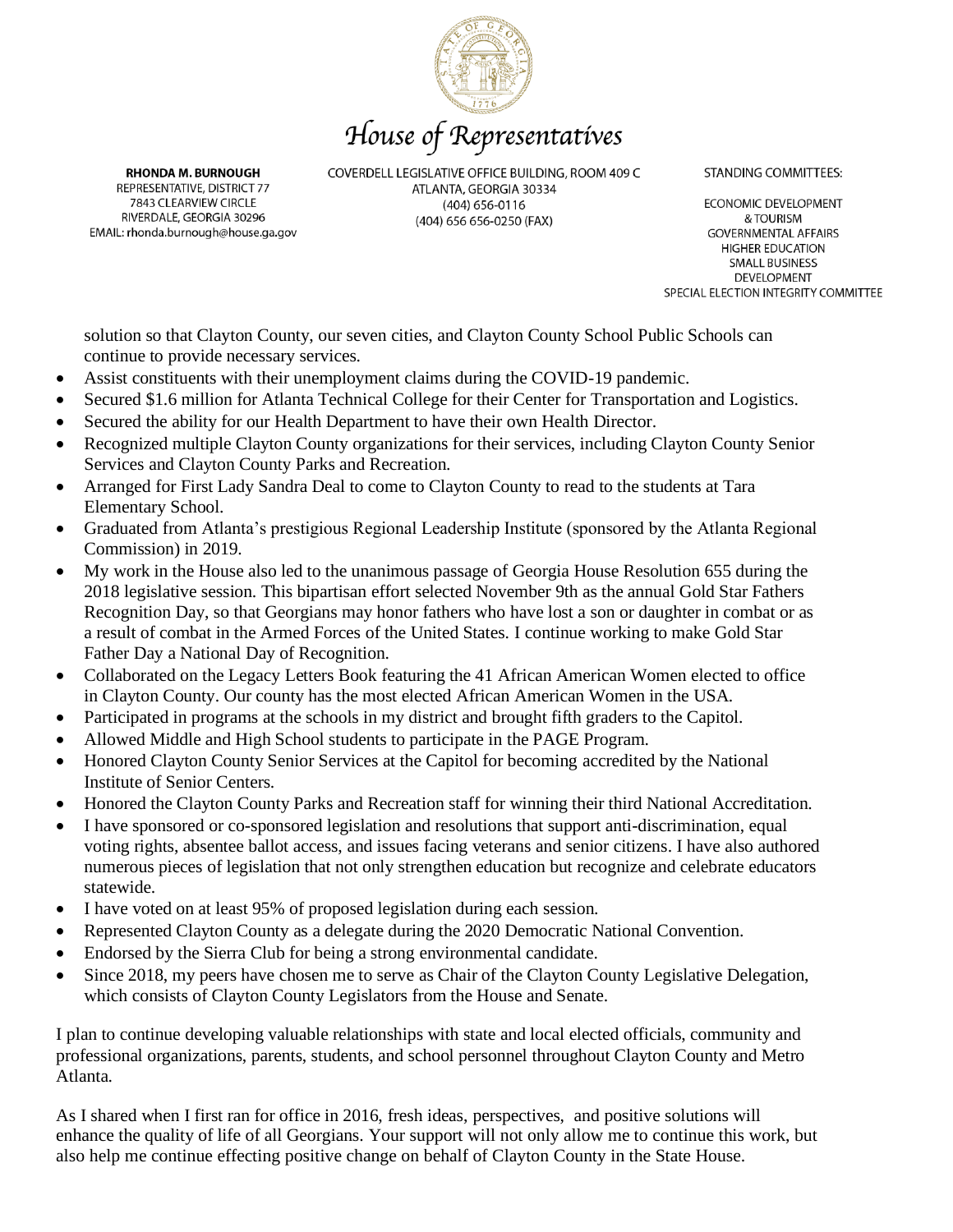# House of Representatives

**RHONDA M. BURNOUGH**
REPRESENTATIVE, DISTRICT 77
7843 CLEARVIEW CIRCLE
RIVERDALE, GEORGIA 30296
EMAIL: rhonda.burnough@house.ga.gov

COVERDELL LEGISLATIVE OFFICE BUILDING, ROOM 409 C
ATLANTA, GEORGIA 30334
(404) 656-0116
(404) 656 656-0250 (FAX)

STANDING COMMITTEES:

ECONOMIC DEVELOPMENT & TOURISM
GOVERNMENTAL AFFAIRS
HIGHER EDUCATION
SMALL BUSINESS DEVELOPMENT
SPECIAL ELECTION INTEGRITY COMMITTEE

solution so that Clayton County, our seven cities, and Clayton County School Public Schools can continue to provide necessary services.

- Assist constituents with their unemployment claims during the COVID-19 pandemic.
- Secured $1.6 million for Atlanta Technical College for their Center for Transportation and Logistics.
- Secured the ability for our Health Department to have their own Health Director.
- Recognized multiple Clayton County organizations for their services, including Clayton County Senior Services and Clayton County Parks and Recreation.
- Arranged for First Lady Sandra Deal to come to Clayton County to read to the students at Tara Elementary School.
- Graduated from Atlanta's prestigious Regional Leadership Institute (sponsored by the Atlanta Regional Commission) in 2019.
- My work in the House also led to the unanimous passage of Georgia House Resolution 655 during the 2018 legislative session. This bipartisan effort selected November 9th as the annual Gold Star Fathers Recognition Day, so that Georgians may honor fathers who have lost a son or daughter in combat or as a result of combat in the Armed Forces of the United States. I continue working to make Gold Star Father Day a National Day of Recognition.
- Collaborated on the Legacy Letters Book featuring the 41 African American Women elected to office in Clayton County. Our county has the most elected African American Women in the USA.
- Participated in programs at the schools in my district and brought fifth graders to the Capitol.
- Allowed Middle and High School students to participate in the PAGE Program.
- Honored Clayton County Senior Services at the Capitol for becoming accredited by the National Institute of Senior Centers.
- Honored the Clayton County Parks and Recreation staff for winning their third National Accreditation.
- I have sponsored or co-sponsored legislation and resolutions that support anti-discrimination, equal voting rights, absentee ballot access, and issues facing veterans and senior citizens. I have also authored numerous pieces of legislation that not only strengthen education but recognize and celebrate educators statewide.
- I have voted on at least 95% of proposed legislation during each session.
- Represented Clayton County as a delegate during the 2020 Democratic National Convention.
- Endorsed by the Sierra Club for being a strong environmental candidate.
- Since 2018, my peers have chosen me to serve as Chair of the Clayton County Legislative Delegation, which consists of Clayton County Legislators from the House and Senate.

I plan to continue developing valuable relationships with state and local elected officials, community and professional organizations, parents, students, and school personnel throughout Clayton County and Metro Atlanta.

As I shared when I first ran for office in 2016, fresh ideas, perspectives, and positive solutions will enhance the quality of life of all Georgians. Your support will not only allow me to continue this work, but also help me continue effecting positive change on behalf of Clayton County in the State House.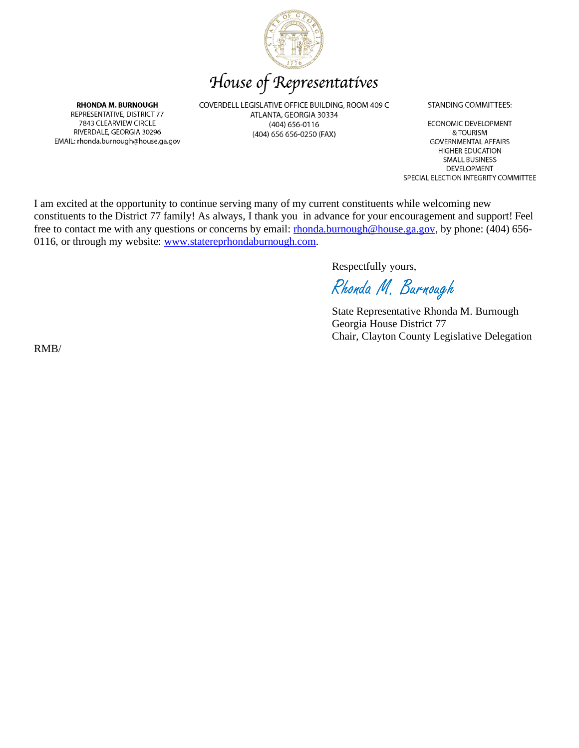# House of Representatives

**RHONDA M. BURNOUGH**
REPRESENTATIVE, DISTRICT 77
7843 CLEARVIEW CIRCLE
RIVERDALE, GEORGIA 30296
EMAIL: rhonda.burnough@house.ga.gov

COVERDELL LEGISLATIVE OFFICE BUILDING, ROOM 409 C
ATLANTA, GEORGIA 30334
(404) 656-0116
(404) 656 656-0250 (FAX)

STANDING COMMITTEES:

ECONOMIC DEVELOPMENT & TOURISM
GOVERNMENTAL AFFAIRS
HIGHER EDUCATION
SMALL BUSINESS DEVELOPMENT
SPECIAL ELECTION INTEGRITY COMMITTEE

I am excited at the opportunity to continue serving many of my current constituents while welcoming new constituents to the District 77 family! As always, I thank you in advance for your encouragement and support! Feel free to contact me with any questions or concerns by email: rhonda.burnough@house.ga.gov, by phone: (404) 656-0116, or through my website: www.staterephrhondaburnough.com.

Respectfully yours,

*Rhonda M. Burnough*

State Representative Rhonda M. Burnough
Georgia House District 77
Chair, Clayton County Legislative Delegation

RMB/